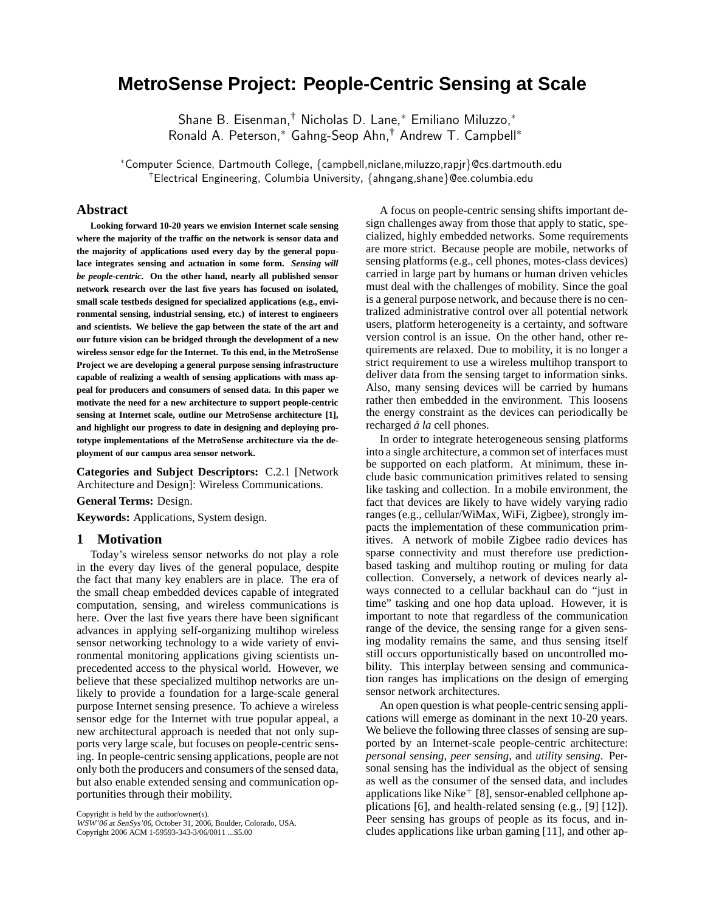# MetroSense Project: People-Centric Sensing at Scale

Shane B. Eisenman,[†] Nicholas D. Lane,[*] Emiliano Miluzzo,[*]
Ronald A. Peterson,[*] Gahng-Seop Ahn,[†] Andrew T. Campbell[*]

[*]Computer Science, Dartmouth College, {campbell,niclane,miluzzo,rapjr}@cs.dartmouth.edu
[†]Electrical Engineering, Columbia University, {ahngang,shane}@ee.columbia.edu

## Abstract

**Looking forward 10-20 years we envision Internet scale sensing where the majority of the traffic on the network is sensor data and the majority of applications used every day by the general populace integrates sensing and actuation in some form. *Sensing will be people-centric*. On the other hand, nearly all published sensor network research over the last five years has focused on isolated, small scale testbeds designed for specialized applications (e.g., environmental sensing, industrial sensing, etc.) of interest to engineers and scientists. We believe the gap between the state of the art and our future vision can be bridged through the development of a new wireless sensor edge for the Internet. To this end, in the MetroSense Project we are developing a general purpose sensing infrastructure capable of realizing a wealth of sensing applications with mass appeal for producers and consumers of sensed data. In this paper we motivate the need for a new architecture to support people-centric sensing at Internet scale, outline our MetroSense architecture [1], and highlight our progress to date in designing and deploying prototype implementations of the MetroSense architecture via the deployment of our campus area sensor network.**

**Categories and Subject Descriptors:** C.2.1 [Network Architecture and Design]: Wireless Communications.

**General Terms:** Design.

**Keywords:** Applications, System design.

## 1 Motivation

Today's wireless sensor networks do not play a role in the every day lives of the general populace, despite the fact that many key enablers are in place. The era of the small cheap embedded devices capable of integrated computation, sensing, and wireless communications is here. Over the last five years there have been significant advances in applying self-organizing multihop wireless sensor networking technology to a wide variety of environmental monitoring applications giving scientists unprecedented access to the physical world. However, we believe that these specialized multihop networks are unlikely to provide a foundation for a large-scale general purpose Internet sensing presence. To achieve a wireless sensor edge for the Internet with true popular appeal, a new architectural approach is needed that not only supports very large scale, but focuses on people-centric sensing. In people-centric sensing applications, people are not only both the producers and consumers of the sensed data, but also enable extended sensing and communication opportunities through their mobility.

Copyright is held by the author/owner(s).
*WSW'06 at SenSys'06*, October 31, 2006, Boulder, Colorado, USA.
Copyright 2006 ACM 1-59593-343-3/06/0011 ...$5.00

A focus on people-centric sensing shifts important design challenges away from those that apply to static, specialized, highly embedded networks. Some requirements are more strict. Because people are mobile, networks of sensing platforms (e.g., cell phones, motes-class devices) carried in large part by humans or human driven vehicles must deal with the challenges of mobility. Since the goal is a general purpose network, and because there is no centralized administrative control over all potential network users, platform heterogeneity is a certainty, and software version control is an issue. On the other hand, other requirements are relaxed. Due to mobility, it is no longer a strict requirement to use a wireless multihop transport to deliver data from the sensing target to information sinks. Also, many sensing devices will be carried by humans rather then embedded in the environment. This loosens the energy constraint as the devices can periodically be recharged *á la* cell phones.

In order to integrate heterogeneous sensing platforms into a single architecture, a common set of interfaces must be supported on each platform. At minimum, these include basic communication primitives related to sensing like tasking and collection. In a mobile environment, the fact that devices are likely to have widely varying radio ranges (e.g., cellular/WiMax, WiFi, Zigbee), strongly impacts the implementation of these communication primitives. A network of mobile Zigbee radio devices has sparse connectivity and must therefore use prediction-based tasking and multihop routing or muling for data collection. Conversely, a network of devices nearly always connected to a cellular backhaul can do "just in time" tasking and one hop data upload. However, it is important to note that regardless of the communication range of the device, the sensing range for a given sensing modality remains the same, and thus sensing itself still occurs opportunistically based on uncontrolled mobility. This interplay between sensing and communication ranges has implications on the design of emerging sensor network architectures.

An open question is what people-centric sensing applications will emerge as dominant in the next 10-20 years. We believe the following three classes of sensing are supported by an Internet-scale people-centric architecture: *personal sensing*, *peer sensing*, and *utility sensing*. Personal sensing has the individual as the object of sensing as well as the consumer of the sensed data, and includes applications like Nike$^{+}$ [8], sensor-enabled cellphone applications [6], and health-related sensing (e.g., [9] [12]). Peer sensing has groups of people as its focus, and includes applications like urban gaming [11], and other ap-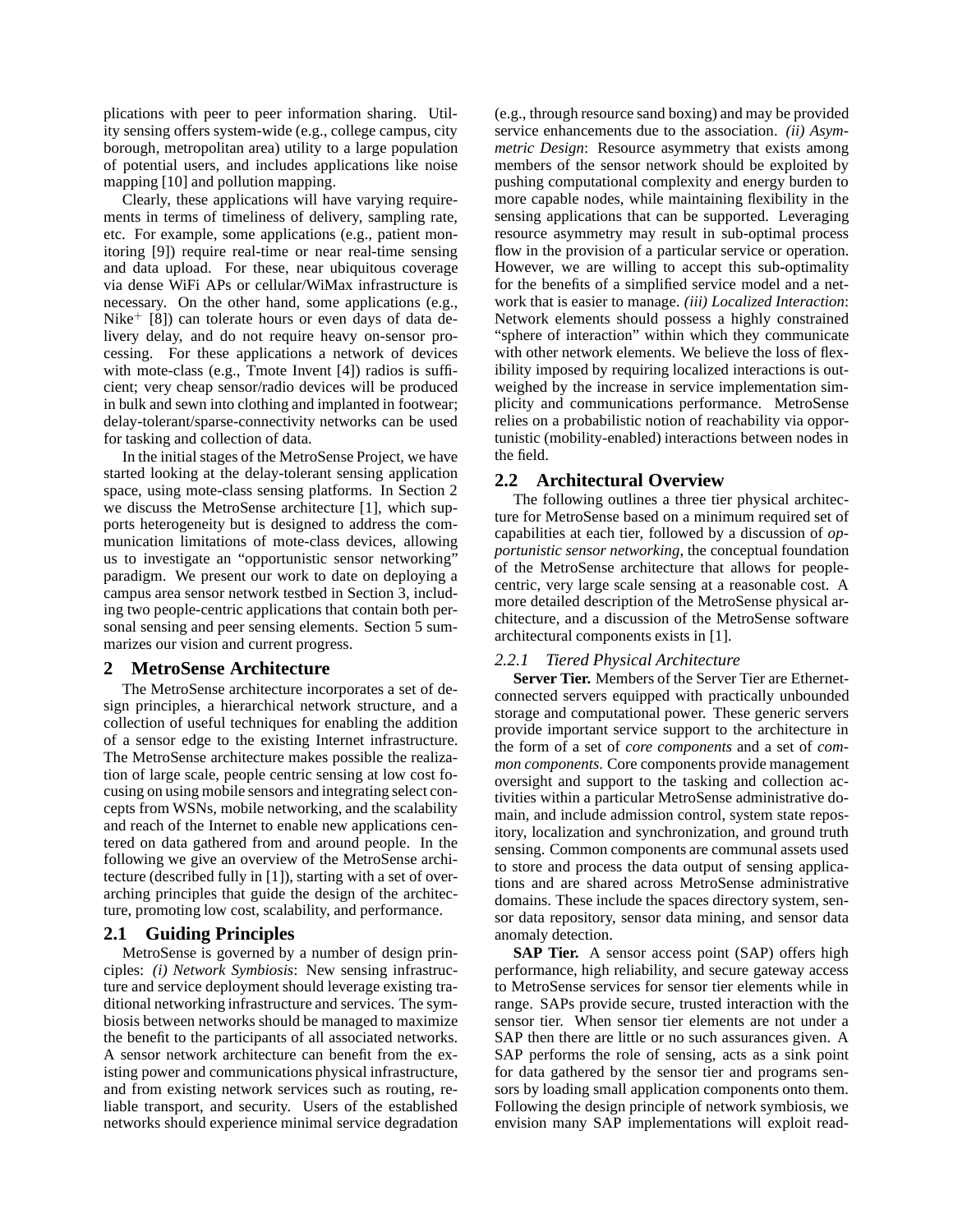plications with peer to peer information sharing. Utility sensing offers system-wide (e.g., college campus, city borough, metropolitan area) utility to a large population of potential users, and includes applications like noise mapping [10] and pollution mapping.

Clearly, these applications will have varying requirements in terms of timeliness of delivery, sampling rate, etc. For example, some applications (e.g., patient monitoring [9]) require real-time or near real-time sensing and data upload. For these, near ubiquitous coverage via dense WiFi APs or cellular/WiMax infrastructure is necessary. On the other hand, some applications (e.g., Nike+ [8]) can tolerate hours or even days of data delivery delay, and do not require heavy on-sensor processing. For these applications a network of devices with mote-class (e.g., Tmote Invent [4]) radios is sufficient; very cheap sensor/radio devices will be produced in bulk and sewn into clothing and implanted in footwear; delay-tolerant/sparse-connectivity networks can be used for tasking and collection of data.

In the initial stages of the MetroSense Project, we have started looking at the delay-tolerant sensing application space, using mote-class sensing platforms. In Section 2 we discuss the MetroSense architecture [1], which supports heterogeneity but is designed to address the communication limitations of mote-class devices, allowing us to investigate an "opportunistic sensor networking" paradigm. We present our work to date on deploying a campus area sensor network testbed in Section 3, including two people-centric applications that contain both personal sensing and peer sensing elements. Section 5 summarizes our vision and current progress.

## 2 MetroSense Architecture

The MetroSense architecture incorporates a set of design principles, a hierarchical network structure, and a collection of useful techniques for enabling the addition of a sensor edge to the existing Internet infrastructure. The MetroSense architecture makes possible the realization of large scale, people centric sensing at low cost focusing on using mobile sensors and integrating select concepts from WSNs, mobile networking, and the scalability and reach of the Internet to enable new applications centered on data gathered from and around people. In the following we give an overview of the MetroSense architecture (described fully in [1]), starting with a set of overarching principles that guide the design of the architecture, promoting low cost, scalability, and performance.

### 2.1 Guiding Principles

MetroSense is governed by a number of design principles: *(i) Network Symbiosis*: New sensing infrastructure and service deployment should leverage existing traditional networking infrastructure and services. The symbiosis between networks should be managed to maximize the benefit to the participants of all associated networks. A sensor network architecture can benefit from the existing power and communications physical infrastructure, and from existing network services such as routing, reliable transport, and security. Users of the established networks should experience minimal service degradation (e.g., through resource sand boxing) and may be provided service enhancements due to the association. *(ii) Asymmetric Design*: Resource asymmetry that exists among members of the sensor network should be exploited by pushing computational complexity and energy burden to more capable nodes, while maintaining flexibility in the sensing applications that can be supported. Leveraging resource asymmetry may result in sub-optimal process flow in the provision of a particular service or operation. However, we are willing to accept this sub-optimality for the benefits of a simplified service model and a network that is easier to manage. *(iii) Localized Interaction*: Network elements should possess a highly constrained "sphere of interaction" within which they communicate with other network elements. We believe the loss of flexibility imposed by requiring localized interactions is outweighed by the increase in service implementation simplicity and communications performance. MetroSense relies on a probabilistic notion of reachability via opportunistic (mobility-enabled) interactions between nodes in the field.

### 2.2 Architectural Overview

The following outlines a three tier physical architecture for MetroSense based on a minimum required set of capabilities at each tier, followed by a discussion of *opportunistic sensor networking*, the conceptual foundation of the MetroSense architecture that allows for people-centric, very large scale sensing at a reasonable cost. A more detailed description of the MetroSense physical architecture, and a discussion of the MetroSense software architectural components exists in [1].

#### 2.2.1 Tiered Physical Architecture

**Server Tier.** Members of the Server Tier are Ethernet-connected servers equipped with practically unbounded storage and computational power. These generic servers provide important service support to the architecture in the form of a set of *core components* and a set of *common components*. Core components provide management oversight and support to the tasking and collection activities within a particular MetroSense administrative domain, and include admission control, system state repository, localization and synchronization, and ground truth sensing. Common components are communal assets used to store and process the data output of sensing applications and are shared across MetroSense administrative domains. These include the spaces directory system, sensor data repository, sensor data mining, and sensor data anomaly detection.

**SAP Tier.** A sensor access point (SAP) offers high performance, high reliability, and secure gateway access to MetroSense services for sensor tier elements while in range. SAPs provide secure, trusted interaction with the sensor tier. When sensor tier elements are not under a SAP then there are little or no such assurances given. A SAP performs the role of sensing, acts as a sink point for data gathered by the sensor tier and programs sensors by loading small application components onto them. Following the design principle of network symbiosis, we envision many SAP implementations will exploit read-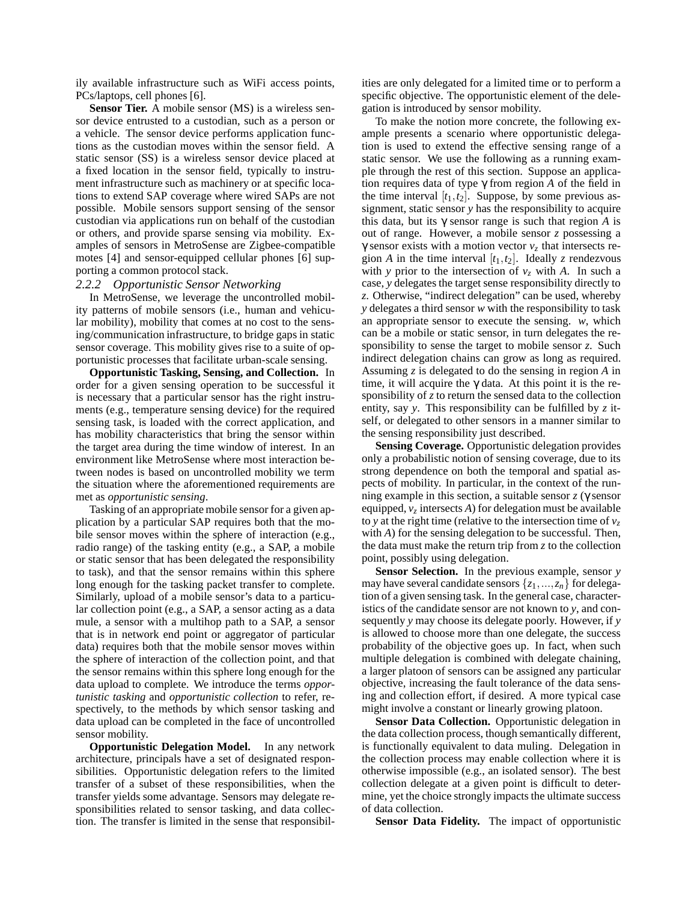ily available infrastructure such as WiFi access points, PCs/laptops, cell phones [6].

**Sensor Tier.** A mobile sensor (MS) is a wireless sensor device entrusted to a custodian, such as a person or a vehicle. The sensor device performs application functions as the custodian moves within the sensor field. A static sensor (SS) is a wireless sensor device placed at a fixed location in the sensor field, typically to instrument infrastructure such as machinery or at specific locations to extend SAP coverage where wired SAPs are not possible. Mobile sensors support sensing of the sensor custodian via applications run on behalf of the custodian or others, and provide sparse sensing via mobility. Examples of sensors in MetroSense are Zigbee-compatible motes [4] and sensor-equipped cellular phones [6] supporting a common protocol stack.

#### 2.2.2 Opportunistic Sensor Networking

In MetroSense, we leverage the uncontrolled mobility patterns of mobile sensors (i.e., human and vehicular mobility), mobility that comes at no cost to the sensing/communication infrastructure, to bridge gaps in static sensor coverage. This mobility gives rise to a suite of opportunistic processes that facilitate urban-scale sensing.

**Opportunistic Tasking, Sensing, and Collection.** In order for a given sensing operation to be successful it is necessary that a particular sensor has the right instruments (e.g., temperature sensing device) for the required sensing task, is loaded with the correct application, and has mobility characteristics that bring the sensor within the target area during the time window of interest. In an environment like MetroSense where most interaction between nodes is based on uncontrolled mobility we term the situation where the aforementioned requirements are met as *opportunistic sensing*.

Tasking of an appropriate mobile sensor for a given application by a particular SAP requires both that the mobile sensor moves within the sphere of interaction (e.g., radio range) of the tasking entity (e.g., a SAP, a mobile or static sensor that has been delegated the responsibility to task), and that the sensor remains within this sphere long enough for the tasking packet transfer to complete. Similarly, upload of a mobile sensor's data to a particular collection point (e.g., a SAP, a sensor acting as a data mule, a sensor with a multihop path to a SAP, a sensor that is in network end point or aggregator of particular data) requires both that the mobile sensor moves within the sphere of interaction of the collection point, and that the sensor remains within this sphere long enough for the data upload to complete. We introduce the terms *opportunistic tasking* and *opportunistic collection* to refer, respectively, to the methods by which sensor tasking and data upload can be completed in the face of uncontrolled sensor mobility.

**Opportunistic Delegation Model.** In any network architecture, principals have a set of designated responsibilities. Opportunistic delegation refers to the limited transfer of a subset of these responsibilities, when the transfer yields some advantage. Sensors may delegate responsibilities related to sensor tasking, and data collection. The transfer is limited in the sense that responsibilities are only delegated for a limited time or to perform a specific objective. The opportunistic element of the delegation is introduced by sensor mobility.

To make the notion more concrete, the following example presents a scenario where opportunistic delegation is used to extend the effective sensing range of a static sensor. We use the following as a running example through the rest of this section. Suppose an application requires data of type $\gamma$ from region $A$ of the field in the time interval $[t_1, t_2]$. Suppose, by some previous assignment, static sensor $y$ has the responsibility to acquire this data, but its $\gamma$ sensor range is such that region $A$ is out of range. However, a mobile sensor $z$ possessing a $\gamma$ sensor exists with a motion vector $v_z$ that intersects region $A$ in the time interval $[t_1, t_2]$. Ideally $z$ rendezvous with $y$ prior to the intersection of $v_z$ with $A$. In such a case, $y$ delegates the target sense responsibility directly to $z$. Otherwise, "indirect delegation" can be used, whereby $y$ delegates a third sensor $w$ with the responsibility to task an appropriate sensor to execute the sensing. $w$, which can be a mobile or static sensor, in turn delegates the responsibility to sense the target to mobile sensor $z$. Such indirect delegation chains can grow as long as required. Assuming $z$ is delegated to do the sensing in region $A$ in time, it will acquire the $\gamma$ data. At this point it is the responsibility of $z$ to return the sensed data to the collection entity, say $y$. This responsibility can be fulfilled by $z$ itself, or delegated to other sensors in a manner similar to the sensing responsibility just described.

**Sensing Coverage.** Opportunistic delegation provides only a probabilistic notion of sensing coverage, due to its strong dependence on both the temporal and spatial aspects of mobility. In particular, in the context of the running example in this section, a suitable sensor $z$ ($\gamma$ sensor equipped, $v_z$ intersects $A$) for delegation must be available to $y$ at the right time (relative to the intersection time of $v_z$ with $A$) for the sensing delegation to be successful. Then, the data must make the return trip from $z$ to the collection point, possibly using delegation.

**Sensor Selection.** In the previous example, sensor $y$ may have several candidate sensors $\{z_1, ..., z_n\}$ for delegation of a given sensing task. In the general case, characteristics of the candidate sensor are not known to $y$, and consequently $y$ may choose its delegate poorly. However, if $y$ is allowed to choose more than one delegate, the success probability of the objective goes up. In fact, when such multiple delegation is combined with delegate chaining, a larger platoon of sensors can be assigned any particular objective, increasing the fault tolerance of the data sensing and collection effort, if desired. A more typical case might involve a constant or linearly growing platoon.

**Sensor Data Collection.** Opportunistic delegation in the data collection process, though semantically different, is functionally equivalent to data muling. Delegation in the collection process may enable collection where it is otherwise impossible (e.g., an isolated sensor). The best collection delegate at a given point is difficult to determine, yet the choice strongly impacts the ultimate success of data collection.

**Sensor Data Fidelity.** The impact of opportunistic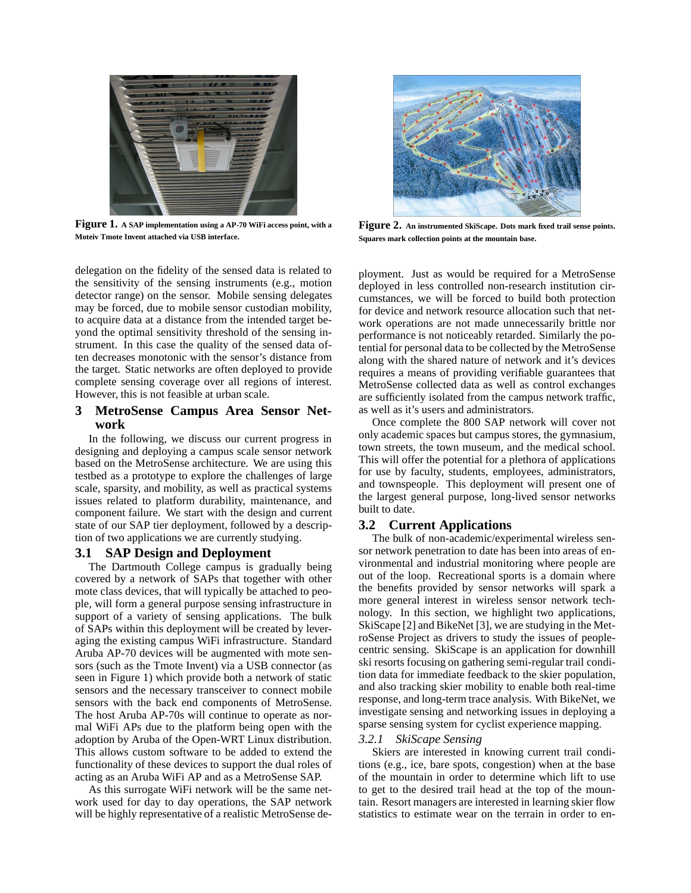Figure 1. A SAP implementation using a AP-70 WiFi access point, with a Moteiv Tmote Invent attached via USB interface.

Figure 2. An instrumented SkiScape. Dots mark fixed trail sense points. Squares mark collection points at the mountain base.

delegation on the fidelity of the sensed data is related to the sensitivity of the sensing instruments (e.g., motion detector range) on the sensor. Mobile sensing delegates may be forced, due to mobile sensor custodian mobility, to acquire data at a distance from the intended target beyond the optimal sensitivity threshold of the sensing instrument. In this case the quality of the sensed data often decreases monotonic with the sensor's distance from the target. Static networks are often deployed to provide complete sensing coverage over all regions of interest. However, this is not feasible at urban scale.

## 3 MetroSense Campus Area Sensor Network

In the following, we discuss our current progress in designing and deploying a campus scale sensor network based on the MetroSense architecture. We are using this testbed as a prototype to explore the challenges of large scale, sparsity, and mobility, as well as practical systems issues related to platform durability, maintenance, and component failure. We start with the design and current state of our SAP tier deployment, followed by a description of two applications we are currently studying.

### 3.1 SAP Design and Deployment

The Dartmouth College campus is gradually being covered by a network of SAPs that together with other mote class devices, that will typically be attached to people, will form a general purpose sensing infrastructure in support of a variety of sensing applications. The bulk of SAPs within this deployment will be created by leveraging the existing campus WiFi infrastructure. Standard Aruba AP-70 devices will be augmented with mote sensors (such as the Tmote Invent) via a USB connector (as seen in Figure 1) which provide both a network of static sensors and the necessary transceiver to connect mobile sensors with the back end components of MetroSense. The host Aruba AP-70s will continue to operate as normal WiFi APs due to the platform being open with the adoption by Aruba of the Open-WRT Linux distribution. This allows custom software to be added to extend the functionality of these devices to support the dual roles of acting as an Aruba WiFi AP and as a MetroSense SAP.

As this surrogate WiFi network will be the same network used for day to day operations, the SAP network will be highly representative of a realistic MetroSense deployment. Just as would be required for a MetroSense deployed in less controlled non-research institution circumstances, we will be forced to build both protection for device and network resource allocation such that network operations are not made unnecessarily brittle nor performance is not noticeably retarded. Similarly the potential for personal data to be collected by the MetroSense along with the shared nature of network and it's devices requires a means of providing verifiable guarantees that MetroSense collected data as well as control exchanges are sufficiently isolated from the campus network traffic, as well as it's users and administrators.

Once complete the 800 SAP network will cover not only academic spaces but campus stores, the gymnasium, town streets, the town museum, and the medical school. This will offer the potential for a plethora of applications for use by faculty, students, employees, administrators, and townspeople. This deployment will present one of the largest general purpose, long-lived sensor networks built to date.

### 3.2 Current Applications

The bulk of non-academic/experimental wireless sensor network penetration to date has been into areas of environmental and industrial monitoring where people are out of the loop. Recreational sports is a domain where the benefits provided by sensor networks will spark a more general interest in wireless sensor network technology. In this section, we highlight two applications, SkiScape [2] and BikeNet [3], we are studying in the MetroSense Project as drivers to study the issues of people-centric sensing. SkiScape is an application for downhill ski resorts focusing on gathering semi-regular trail condition data for immediate feedback to the skier population, and also tracking skier mobility to enable both real-time response, and long-term trace analysis. With BikeNet, we investigate sensing and networking issues in deploying a sparse sensing system for cyclist experience mapping.

#### *3.2.1 SkiScape Sensing*

Skiers are interested in knowing current trail conditions (e.g., ice, bare spots, congestion) when at the base of the mountain in order to determine which lift to use to get to the desired trail head at the top of the mountain. Resort managers are interested in learning skier flow statistics to estimate wear on the terrain in order to en-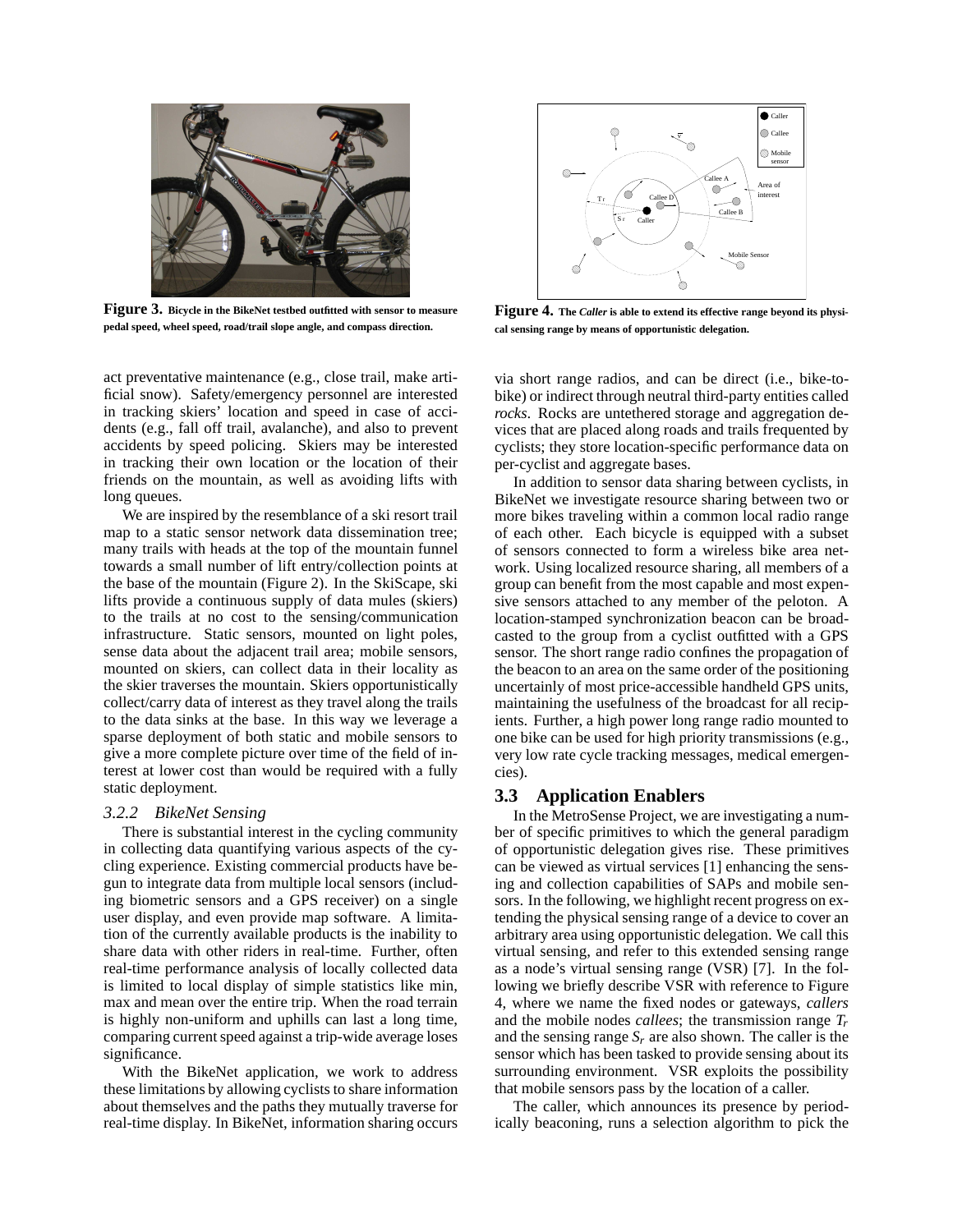**Figure 3.** Bicycle in the BikeNet testbed outfitted with sensor to measure pedal speed, wheel speed, road/trail slope angle, and compass direction.

**Figure 4.** The *Caller* is able to extend its effective range beyond its physical sensing range by means of opportunistic delegation.

act preventative maintenance (e.g., close trail, make artificial snow). Safety/emergency personnel are interested in tracking skiers' location and speed in case of accidents (e.g., fall off trail, avalanche), and also to prevent accidents by speed policing. Skiers may be interested in tracking their own location or the location of their friends on the mountain, as well as avoiding lifts with long queues.

We are inspired by the resemblance of a ski resort trail map to a static sensor network data dissemination tree; many trails with heads at the top of the mountain funnel towards a small number of lift entry/collection points at the base of the mountain (Figure 2). In the SkiScape, ski lifts provide a continuous supply of data mules (skiers) to the trails at no cost to the sensing/communication infrastructure. Static sensors, mounted on light poles, sense data about the adjacent trail area; mobile sensors, mounted on skiers, can collect data in their locality as the skier traverses the mountain. Skiers opportunistically collect/carry data of interest as they travel along the trails to the data sinks at the base. In this way we leverage a sparse deployment of both static and mobile sensors to give a more complete picture over time of the field of interest at lower cost than would be required with a fully static deployment.

### 3.2.2 BikeNet Sensing

There is substantial interest in the cycling community in collecting data quantifying various aspects of the cycling experience. Existing commercial products have begun to integrate data from multiple local sensors (including biometric sensors and a GPS receiver) on a single user display, and even provide map software. A limitation of the currently available products is the inability to share data with other riders in real-time. Further, often real-time performance analysis of locally collected data is limited to local display of simple statistics like min, max and mean over the entire trip. When the road terrain is highly non-uniform and uphills can last a long time, comparing current speed against a trip-wide average loses significance.

With the BikeNet application, we work to address these limitations by allowing cyclists to share information about themselves and the paths they mutually traverse for real-time display. In BikeNet, information sharing occurs via short range radios, and can be direct (i.e., bike-to-bike) or indirect through neutral third-party entities called *rocks*. Rocks are untethered storage and aggregation devices that are placed along roads and trails frequented by cyclists; they store location-specific performance data on per-cyclist and aggregate bases.

In addition to sensor data sharing between cyclists, in BikeNet we investigate resource sharing between two or more bikes traveling within a common local radio range of each other. Each bicycle is equipped with a subset of sensors connected to form a wireless bike area network. Using localized resource sharing, all members of a group can benefit from the most capable and most expensive sensors attached to any member of the peloton. A location-stamped synchronization beacon can be broadcasted to the group from a cyclist outfitted with a GPS sensor. The short range radio confines the propagation of the beacon to an area on the same order of the positioning uncertainly of most price-accessible handheld GPS units, maintaining the usefulness of the broadcast for all recipients. Further, a high power long range radio mounted to one bike can be used for high priority transmissions (e.g., very low rate cycle tracking messages, medical emergencies).

## 3.3 Application Enablers

In the MetroSense Project, we are investigating a number of specific primitives to which the general paradigm of opportunistic delegation gives rise. These primitives can be viewed as virtual services [1] enhancing the sensing and collection capabilities of SAPs and mobile sensors. In the following, we highlight recent progress on extending the physical sensing range of a device to cover an arbitrary area using opportunistic delegation. We call this virtual sensing, and refer to this extended sensing range as a node's virtual sensing range (VSR) [7]. In the following we briefly describe VSR with reference to Figure 4, where we name the fixed nodes or gateways, *callers* and the mobile nodes *callees*; the transmission range $T_r$ and the sensing range $S_r$ are also shown. The caller is the sensor which has been tasked to provide sensing about its surrounding environment. VSR exploits the possibility that mobile sensors pass by the location of a caller.

The caller, which announces its presence by periodically beaconing, runs a selection algorithm to pick the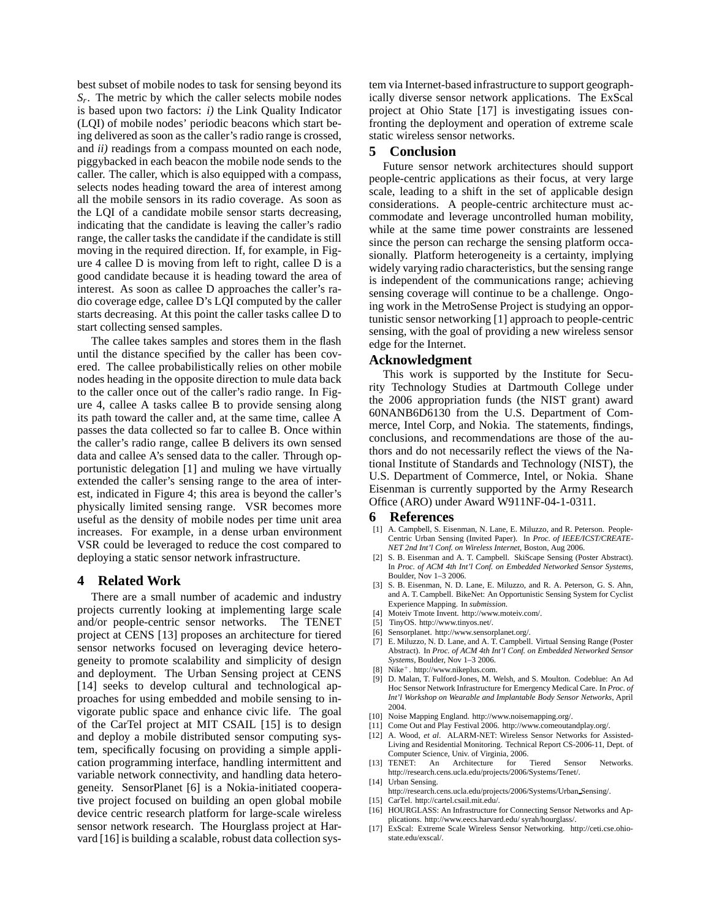best subset of mobile nodes to task for sensing beyond its $S_r$. The metric by which the caller selects mobile nodes is based upon two factors: *i)* the Link Quality Indicator (LQI) of mobile nodes' periodic beacons which start being delivered as soon as the caller's radio range is crossed, and *ii)* readings from a compass mounted on each node, piggybacked in each beacon the mobile node sends to the caller. The caller, which is also equipped with a compass, selects nodes heading toward the area of interest among all the mobile sensors in its radio coverage. As soon as the LQI of a candidate mobile sensor starts decreasing, indicating that the candidate is leaving the caller's radio range, the caller tasks the candidate if the candidate is still moving in the required direction. If, for example, in Figure 4 callee D is moving from left to right, callee D is a good candidate because it is heading toward the area of interest. As soon as callee D approaches the caller's radio coverage edge, callee D's LQI computed by the caller starts decreasing. At this point the caller tasks callee D to start collecting sensed samples.

The callee takes samples and stores them in the flash until the distance specified by the caller has been covered. The callee probabilistically relies on other mobile nodes heading in the opposite direction to mule data back to the caller once out of the caller's radio range. In Figure 4, callee A tasks callee B to provide sensing along its path toward the caller and, at the same time, callee A passes the data collected so far to callee B. Once within the caller's radio range, callee B delivers its own sensed data and callee A's sensed data to the caller. Through opportunistic delegation [1] and muling we have virtually extended the caller's sensing range to the area of interest, indicated in Figure 4; this area is beyond the caller's physically limited sensing range. VSR becomes more useful as the density of mobile nodes per time unit area increases. For example, in a dense urban environment VSR could be leveraged to reduce the cost compared to deploying a static sensor network infrastructure.

## 4 Related Work

There are a small number of academic and industry projects currently looking at implementing large scale and/or people-centric sensor networks. The TENET project at CENS [13] proposes an architecture for tiered sensor networks focused on leveraging device heterogeneity to promote scalability and simplicity of design and deployment. The Urban Sensing project at CENS [14] seeks to develop cultural and technological approaches for using embedded and mobile sensing to invigorate public space and enhance civic life. The goal of the CarTel project at MIT CSAIL [15] is to design and deploy a mobile distributed sensor computing system, specifically focusing on providing a simple application programming interface, handling intermittent and variable network connectivity, and handling data heterogeneity. SensorPlanet [6] is a Nokia-initiated cooperative project focused on building an open global mobile device centric research platform for large-scale wireless sensor network research. The Hourglass project at Harvard [16] is building a scalable, robust data collection system via Internet-based infrastructure to support geographically diverse sensor network applications. The ExScal project at Ohio State [17] is investigating issues confronting the deployment and operation of extreme scale static wireless sensor networks.

## 5 Conclusion

Future sensor network architectures should support people-centric applications as their focus, at very large scale, leading to a shift in the set of applicable design considerations. A people-centric architecture must accommodate and leverage uncontrolled human mobility, while at the same time power constraints are lessened since the person can recharge the sensing platform occasionally. Platform heterogeneity is a certainty, implying widely varying radio characteristics, but the sensing range is independent of the communications range; achieving sensing coverage will continue to be a challenge. Ongoing work in the MetroSense Project is studying an opportunistic sensor networking [1] approach to people-centric sensing, with the goal of providing a new wireless sensor edge for the Internet.

## Acknowledgment

This work is supported by the Institute for Security Technology Studies at Dartmouth College under the 2006 appropriation funds (the NIST grant) award 60NANB6D6130 from the U.S. Department of Commerce, Intel Corp, and Nokia. The statements, findings, conclusions, and recommendations are those of the authors and do not necessarily reflect the views of the National Institute of Standards and Technology (NIST), the U.S. Department of Commerce, Intel, or Nokia. Shane Eisenman is currently supported by the Army Research Office (ARO) under Award W911NF-04-1-0311.

## 6 References

[1] A. Campbell, S. Eisenman, N. Lane, E. Miluzzo, and R. Peterson. People-Centric Urban Sensing (Invited Paper). In *Proc. of IEEE/ICST/CREATE-NET 2nd Int'l Conf. on Wireless Internet*, Boston, Aug 2006.

[2] S. B. Eisenman and A. T. Campbell. SkiScape Sensing (Poster Abstract). In *Proc. of ACM 4th Int'l Conf. on Embedded Networked Sensor Systems*, Boulder, Nov 1–3 2006.

[3] S. B. Eisenman, N. D. Lane, E. Miluzzo, and R. A. Peterson, G. S. Ahn, and A. T. Campbell. BikeNet: An Opportunistic Sensing System for Cyclist Experience Mapping. In *submission*.

[4] Moteiv Tmote Invent. http://www.moteiv.com/.

[5] TinyOS. http://www.tinyos.net/.

[6] Sensorplanet. http://www.sensorplanet.org/.

[7] E. Miluzzo, N. D. Lane, and A. T. Campbell. Virtual Sensing Range (Poster Abstract). In *Proc. of ACM 4th Int'l Conf. on Embedded Networked Sensor Systems*, Boulder, Nov 1–3 2006.

[8] Nike+. http://www.nikeplus.com.

[9] D. Malan, T. Fulford-Jones, M. Welsh, and S. Moulton. Codeblue: An Ad Hoc Sensor Network Infrastructure for Emergency Medical Care. In *Proc. of Int'l Workshop on Wearable and Implantable Body Sensor Networks*, April 2004.

[10] Noise Mapping England. http://www.noisemapping.org/.

[11] Come Out and Play Festival 2006. http://www.comeoutandplay.org/.

[12] A. Wood, *et al*. ALARM-NET: Wireless Sensor Networks for Assisted-Living and Residential Monitoring. Technical Report CS-2006-11, Dept. of Computer Science, Univ. of Virginia, 2006.

[13] TENET: An Architecture for Tiered Sensor Networks. http://research.cens.ucla.edu/projects/2006/Systems/Tenet/.

[14] Urban Sensing. http://research.cens.ucla.edu/projects/2006/Systems/Urban_Sensing/.

[15] CarTel. http://cartel.csail.mit.edu/.

[16] HOURGLASS: An Infrastructure for Connecting Sensor Networks and Applications. http://www.eecs.harvard.edu/ syrah/hourglass/.

[17] ExScal: Extreme Scale Wireless Sensor Networking. http://ceti.cse.ohio-state.edu/exscal/.